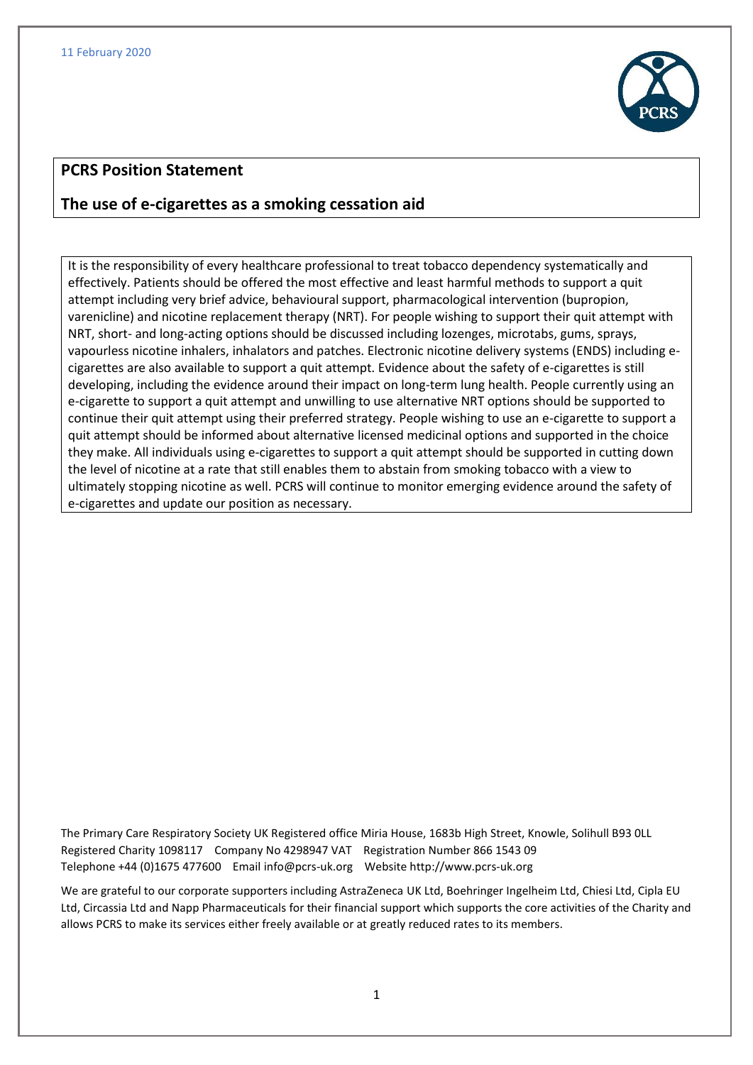11 February 2020

# PCRS Position Statement

## The use of e-cigarettes as a smoking cessation aid

It is the responsibility of every healthcare professional to treat tobacco dependency systematically and effectively. Patients should be offered the most effective and least harmful methods to support a quit attempt including very brief advice, behavioural support, pharmacological intervention (bupropion, varenicline) and nicotine replacement therapy (NRT). For people wishing to support their quit attempt with NRT, short- and long-acting options should be discussed including lozenges, microtabs, gums, sprays, vapourless nicotine inhalers, inhalators and patches. Electronic nicotine delivery systems (ENDS) including e-cigarettes are also available to support a quit attempt. Evidence about the safety of e-cigarettes is still developing, including the evidence around their impact on long-term lung health. People currently using an e-cigarette to support a quit attempt and unwilling to use alternative NRT options should be supported to continue their quit attempt using their preferred strategy. People wishing to use an e-cigarette to support a quit attempt should be informed about alternative licensed medicinal options and supported in the choice they make. All individuals using e-cigarettes to support a quit attempt should be supported in cutting down the level of nicotine at a rate that still enables them to abstain from smoking tobacco with a view to ultimately stopping nicotine as well. PCRS will continue to monitor emerging evidence around the safety of e-cigarettes and update our position as necessary.

The Primary Care Respiratory Society UK Registered office Miria House, 1683b High Street, Knowle, Solihull B93 0LL
Registered Charity 1098117 Company No 4298947 VAT Registration Number 866 1543 09
Telephone +44 (0)1675 477600 Email info@pcrs-uk.org Website http://www.pcrs-uk.org

We are grateful to our corporate supporters including AstraZeneca UK Ltd, Boehringer Ingelheim Ltd, Chiesi Ltd, Cipla EU Ltd, Circassia Ltd and Napp Pharmaceuticals for their financial support which supports the core activities of the Charity and allows PCRS to make its services either freely available or at greatly reduced rates to its members.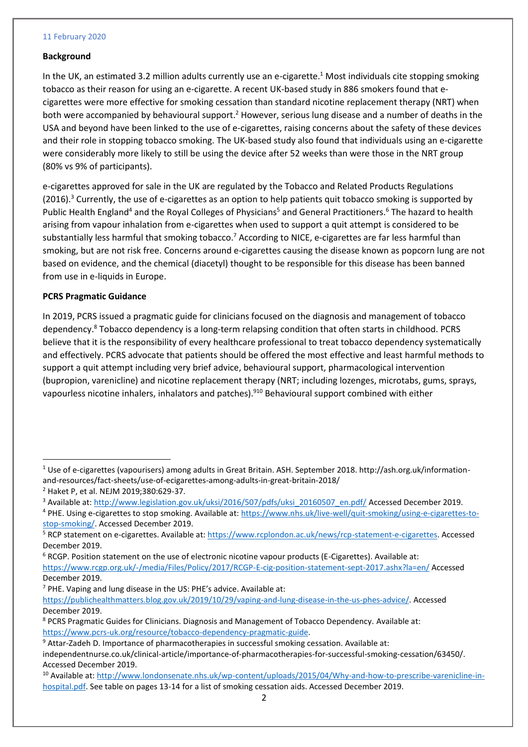11 February 2020

**Background**

In the UK, an estimated 3.2 million adults currently use an e-cigarette.[1] Most individuals cite stopping smoking tobacco as their reason for using an e-cigarette. A recent UK-based study in 886 smokers found that e-cigarettes were more effective for smoking cessation than standard nicotine replacement therapy (NRT) when both were accompanied by behavioural support.[2] However, serious lung disease and a number of deaths in the USA and beyond have been linked to the use of e-cigarettes, raising concerns about the safety of these devices and their role in stopping tobacco smoking. The UK-based study also found that individuals using an e-cigarette were considerably more likely to still be using the device after 52 weeks than were those in the NRT group (80% vs 9% of participants).

e-cigarettes approved for sale in the UK are regulated by the Tobacco and Related Products Regulations (2016).[3] Currently, the use of e-cigarettes as an option to help patients quit tobacco smoking is supported by Public Health England[4] and the Royal Colleges of Physicians[5] and General Practitioners.[6] The hazard to health arising from vapour inhalation from e-cigarettes when used to support a quit attempt is considered to be substantially less harmful that smoking tobacco.[7] According to NICE, e-cigarettes are far less harmful than smoking, but are not risk free. Concerns around e-cigarettes causing the disease known as popcorn lung are not based on evidence, and the chemical (diacetyl) thought to be responsible for this disease has been banned from use in e-liquids in Europe.

**PCRS Pragmatic Guidance**

In 2019, PCRS issued a pragmatic guide for clinicians focused on the diagnosis and management of tobacco dependency.[8] Tobacco dependency is a long-term relapsing condition that often starts in childhood. PCRS believe that it is the responsibility of every healthcare professional to treat tobacco dependency systematically and effectively. PCRS advocate that patients should be offered the most effective and least harmful methods to support a quit attempt including very brief advice, behavioural support, pharmacological intervention (bupropion, varenicline) and nicotine replacement therapy (NRT; including lozenges, microtabs, gums, sprays, vapourless nicotine inhalers, inhalators and patches).[9,10] Behavioural support combined with either

---

[1] Use of e-cigarettes (vapourisers) among adults in Great Britain. ASH. September 2018. http://ash.org.uk/information-and-resources/fact-sheets/use-of-ecigarettes-among-adults-in-great-britain-2018/

[2] Haket P, et al. NEJM 2019;380:629-37.

[3] Available at: http://www.legislation.gov.uk/uksi/2016/507/pdfs/uksi_20160507_en.pdf/ Accessed December 2019.

[4] PHE. Using e-cigarettes to stop smoking. Available at: https://www.nhs.uk/live-well/quit-smoking/using-e-cigarettes-to-stop-smoking/. Accessed December 2019.

[5] RCP statement on e-cigarettes. Available at: https://www.rcplondon.ac.uk/news/rcp-statement-e-cigarettes. Accessed December 2019.

[6] RCGP. Position statement on the use of electronic nicotine vapour products (E-Cigarettes). Available at: https://www.rcgp.org.uk/-/media/Files/Policy/2017/RCGP-E-cig-position-statement-sept-2017.ashx?la=en/ Accessed December 2019.

[7] PHE. Vaping and lung disease in the US: PHE's advice. Available at: https://publichealthmatters.blog.gov.uk/2019/10/29/vaping-and-lung-disease-in-the-us-phes-advice/. Accessed December 2019.

[8] PCRS Pragmatic Guides for Clinicians. Diagnosis and Management of Tobacco Dependency. Available at: https://www.pcrs-uk.org/resource/tobacco-dependency-pragmatic-guide.

[9] Attar-Zadeh D. Importance of pharmacotherapies in successful smoking cessation. Available at: independentnurse.co.uk/clinical-article/importance-of-pharmacotherapies-for-successful-smoking-cessation/63450/. Accessed December 2019.

[10] Available at: http://www.londonsenate.nhs.uk/wp-content/uploads/2015/04/Why-and-how-to-prescribe-varenicline-in-hospital.pdf. See table on pages 13-14 for a list of smoking cessation aids. Accessed December 2019.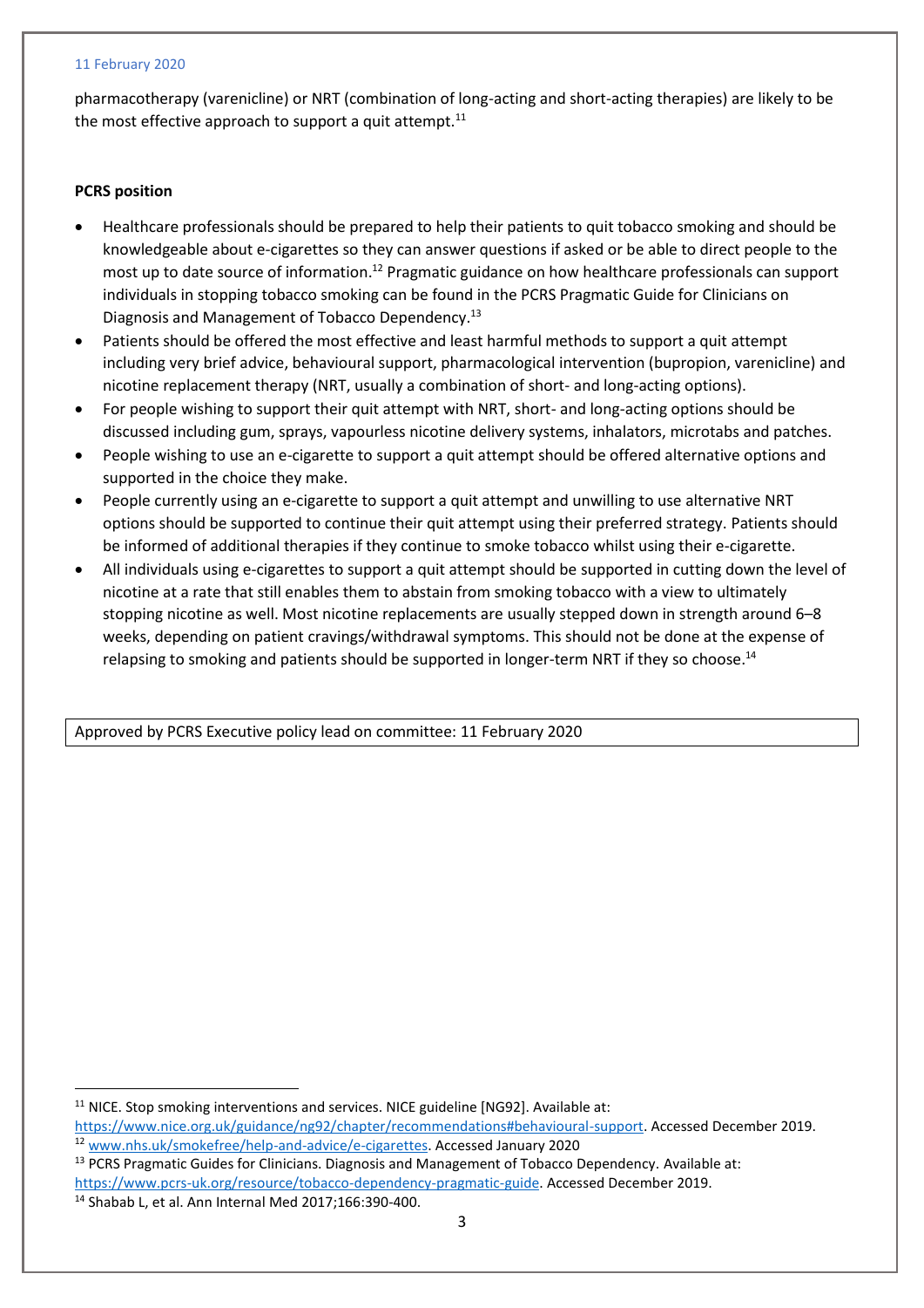pharmacotherapy (varenicline) or NRT (combination of long-acting and short-acting therapies) are likely to be the most effective approach to support a quit attempt.[11]

**PCRS position**

- Healthcare professionals should be prepared to help their patients to quit tobacco smoking and should be knowledgeable about e-cigarettes so they can answer questions if asked or be able to direct people to the most up to date source of information.[12] Pragmatic guidance on how healthcare professionals can support individuals in stopping tobacco smoking can be found in the PCRS Pragmatic Guide for Clinicians on Diagnosis and Management of Tobacco Dependency.[13]
- Patients should be offered the most effective and least harmful methods to support a quit attempt including very brief advice, behavioural support, pharmacological intervention (bupropion, varenicline) and nicotine replacement therapy (NRT, usually a combination of short- and long-acting options).
- For people wishing to support their quit attempt with NRT, short- and long-acting options should be discussed including gum, sprays, vapourless nicotine delivery systems, inhalators, microtabs and patches.
- People wishing to use an e-cigarette to support a quit attempt should be offered alternative options and supported in the choice they make.
- People currently using an e-cigarette to support a quit attempt and unwilling to use alternative NRT options should be supported to continue their quit attempt using their preferred strategy. Patients should be informed of additional therapies if they continue to smoke tobacco whilst using their e-cigarette.
- All individuals using e-cigarettes to support a quit attempt should be supported in cutting down the level of nicotine at a rate that still enables them to abstain from smoking tobacco with a view to ultimately stopping nicotine as well. Most nicotine replacements are usually stepped down in strength around 6–8 weeks, depending on patient cravings/withdrawal symptoms. This should not be done at the expense of relapsing to smoking and patients should be supported in longer-term NRT if they so choose.[14]

Approved by PCRS Executive policy lead on committee: 11 February 2020

---

[11] NICE. Stop smoking interventions and services. NICE guideline [NG92]. Available at: https://www.nice.org.uk/guidance/ng92/chapter/recommendations#behavioural-support. Accessed December 2019.

[12] www.nhs.uk/smokefree/help-and-advice/e-cigarettes. Accessed January 2020

[13] PCRS Pragmatic Guides for Clinicians. Diagnosis and Management of Tobacco Dependency. Available at: https://www.pcrs-uk.org/resource/tobacco-dependency-pragmatic-guide. Accessed December 2019.

[14] Shabab L, et al. Ann Internal Med 2017;166:390-400.